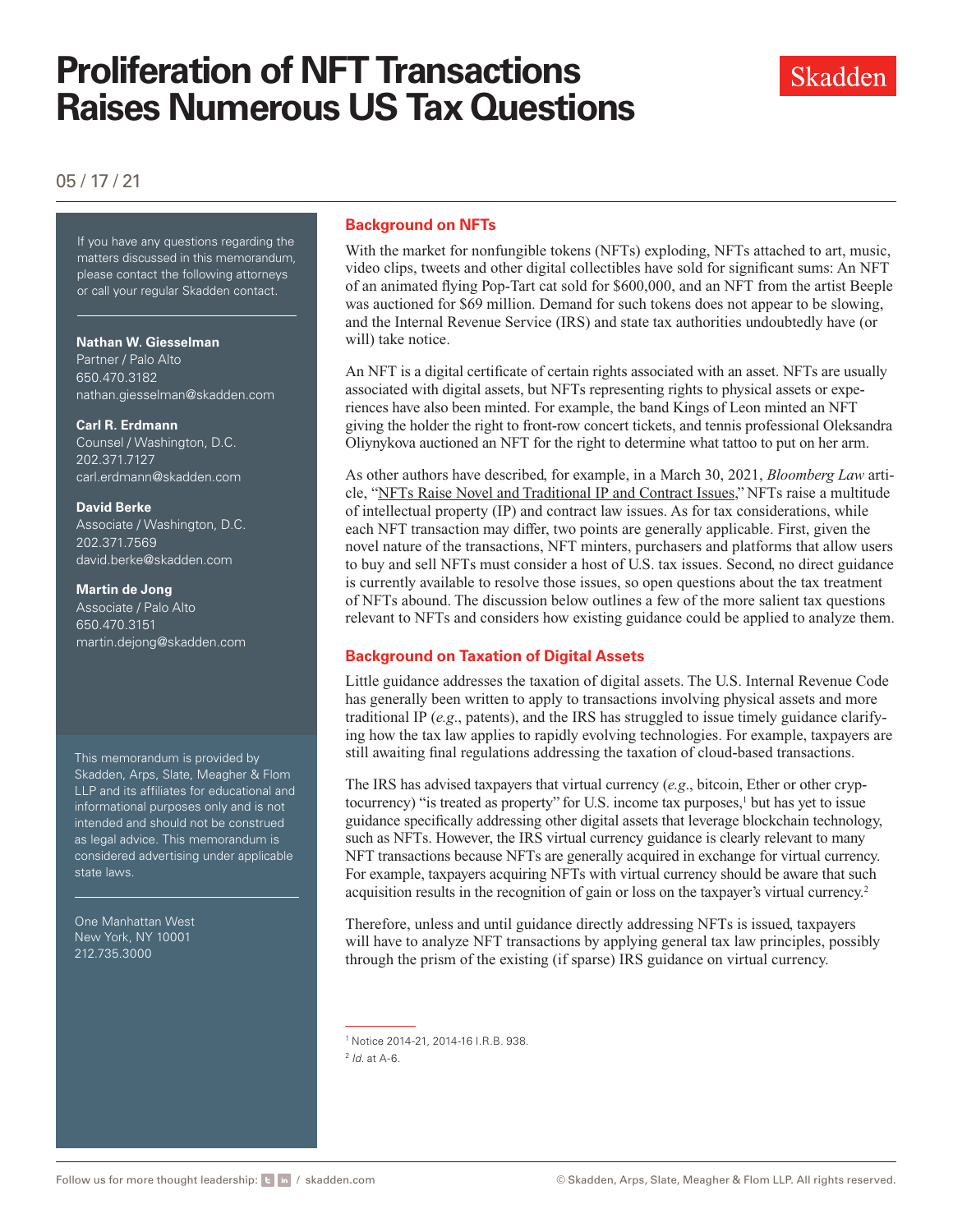# Proliferation of NFT Transactions Raises Numerous US Tax Questions

05 / 17 / 21

If you have any questions regarding the matters discussed in this memorandum, please contact the following attorneys or call your regular Skadden contact.

**Nathan W. Giesselman**
Partner / Palo Alto
650.470.3182
nathan.giesselman@skadden.com

**Carl R. Erdmann**
Counsel / Washington, D.C.
202.371.7127
carl.erdmann@skadden.com

**David Berke**
Associate / Washington, D.C.
202.371.7569
david.berke@skadden.com

**Martin de Jong**
Associate / Palo Alto
650.470.3151
martin.dejong@skadden.com

This memorandum is provided by Skadden, Arps, Slate, Meagher & Flom LLP and its affiliates for educational and informational purposes only and is not intended and should not be construed as legal advice. This memorandum is considered advertising under applicable state laws.

One Manhattan West
New York, NY 10001
212.735.3000

## Background on NFTs

With the market for nonfungible tokens (NFTs) exploding, NFTs attached to art, music, video clips, tweets and other digital collectibles have sold for significant sums: An NFT of an animated flying Pop-Tart cat sold for $600,000, and an NFT from the artist Beeple was auctioned for $69 million. Demand for such tokens does not appear to be slowing, and the Internal Revenue Service (IRS) and state tax authorities undoubtedly have (or will) take notice.

An NFT is a digital certificate of certain rights associated with an asset. NFTs are usually associated with digital assets, but NFTs representing rights to physical assets or experiences have also been minted. For example, the band Kings of Leon minted an NFT giving the holder the right to front-row concert tickets, and tennis professional Oleksandra Oliynykova auctioned an NFT for the right to determine what tattoo to put on her arm.

As other authors have described, for example, in a March 30, 2021, *Bloomberg Law* article, "NFTs Raise Novel and Traditional IP and Contract Issues," NFTs raise a multitude of intellectual property (IP) and contract law issues. As for tax considerations, while each NFT transaction may differ, two points are generally applicable. First, given the novel nature of the transactions, NFT minters, purchasers and platforms that allow users to buy and sell NFTs must consider a host of U.S. tax issues. Second, no direct guidance is currently available to resolve those issues, so open questions about the tax treatment of NFTs abound. The discussion below outlines a few of the more salient tax questions relevant to NFTs and considers how existing guidance could be applied to analyze them.

## Background on Taxation of Digital Assets

Little guidance addresses the taxation of digital assets. The U.S. Internal Revenue Code has generally been written to apply to transactions involving physical assets and more traditional IP (*e.g.*, patents), and the IRS has struggled to issue timely guidance clarifying how the tax law applies to rapidly evolving technologies. For example, taxpayers are still awaiting final regulations addressing the taxation of cloud-based transactions.

The IRS has advised taxpayers that virtual currency (*e.g.*, bitcoin, Ether or other cryptocurrency) "is treated as property" for U.S. income tax purposes,[1] but has yet to issue guidance specifically addressing other digital assets that leverage blockchain technology, such as NFTs. However, the IRS virtual currency guidance is clearly relevant to many NFT transactions because NFTs are generally acquired in exchange for virtual currency. For example, taxpayers acquiring NFTs with virtual currency should be aware that such acquisition results in the recognition of gain or loss on the taxpayer's virtual currency.[2]

Therefore, unless and until guidance directly addressing NFTs is issued, taxpayers will have to analyze NFT transactions by applying general tax law principles, possibly through the prism of the existing (if sparse) IRS guidance on virtual currency.

[1] Notice 2014-21, 2014-16 I.R.B. 938.

[2] *Id.* at A-6.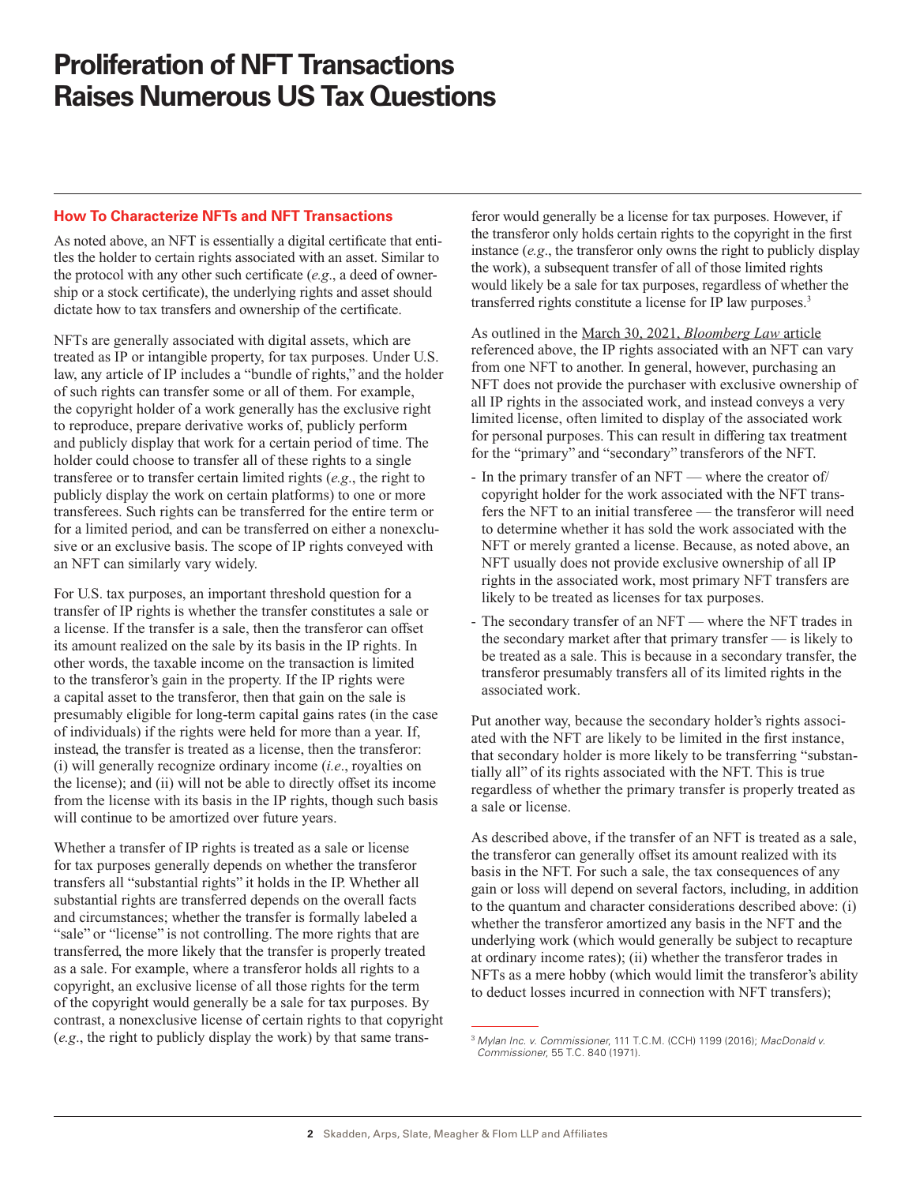# Proliferation of NFT Transactions Raises Numerous US Tax Questions

## How To Characterize NFTs and NFT Transactions

As noted above, an NFT is essentially a digital certificate that entitles the holder to certain rights associated with an asset. Similar to the protocol with any other such certificate (*e.g*., a deed of ownership or a stock certificate), the underlying rights and asset should dictate how to tax transfers and ownership of the certificate.

NFTs are generally associated with digital assets, which are treated as IP or intangible property, for tax purposes. Under U.S. law, any article of IP includes a "bundle of rights," and the holder of such rights can transfer some or all of them. For example, the copyright holder of a work generally has the exclusive right to reproduce, prepare derivative works of, publicly perform and publicly display that work for a certain period of time. The holder could choose to transfer all of these rights to a single transferee or to transfer certain limited rights (*e.g*., the right to publicly display the work on certain platforms) to one or more transferees. Such rights can be transferred for the entire term or for a limited period, and can be transferred on either a nonexclusive or an exclusive basis. The scope of IP rights conveyed with an NFT can similarly vary widely.

For U.S. tax purposes, an important threshold question for a transfer of IP rights is whether the transfer constitutes a sale or a license. If the transfer is a sale, then the transferor can offset its amount realized on the sale by its basis in the IP rights. In other words, the taxable income on the transaction is limited to the transferor's gain in the property. If the IP rights were a capital asset to the transferor, then that gain on the sale is presumably eligible for long-term capital gains rates (in the case of individuals) if the rights were held for more than a year. If, instead, the transfer is treated as a license, then the transferor: (i) will generally recognize ordinary income (*i.e*., royalties on the license); and (ii) will not be able to directly offset its income from the license with its basis in the IP rights, though such basis will continue to be amortized over future years.

Whether a transfer of IP rights is treated as a sale or license for tax purposes generally depends on whether the transferor transfers all "substantial rights" it holds in the IP. Whether all substantial rights are transferred depends on the overall facts and circumstances; whether the transfer is formally labeled a "sale" or "license" is not controlling. The more rights that are transferred, the more likely that the transfer is properly treated as a sale. For example, where a transferor holds all rights to a copyright, an exclusive license of all those rights for the term of the copyright would generally be a sale for tax purposes. By contrast, a nonexclusive license of certain rights to that copyright (*e.g*., the right to publicly display the work) by that same transferor would generally be a license for tax purposes. However, if the transferor only holds certain rights to the copyright in the first instance (*e.g*., the transferor only owns the right to publicly display the work), a subsequent transfer of all of those limited rights would likely be a sale for tax purposes, regardless of whether the transferred rights constitute a license for IP law purposes.[3]

As outlined in the March 30, 2021, *Bloomberg Law* article referenced above, the IP rights associated with an NFT can vary from one NFT to another. In general, however, purchasing an NFT does not provide the purchaser with exclusive ownership of all IP rights in the associated work, and instead conveys a very limited license, often limited to display of the associated work for personal purposes. This can result in differing tax treatment for the "primary" and "secondary" transferors of the NFT.

- In the primary transfer of an NFT — where the creator of/copyright holder for the work associated with the NFT transfers the NFT to an initial transferee — the transferor will need to determine whether it has sold the work associated with the NFT or merely granted a license. Because, as noted above, an NFT usually does not provide exclusive ownership of all IP rights in the associated work, most primary NFT transfers are likely to be treated as licenses for tax purposes.
- The secondary transfer of an NFT — where the NFT trades in the secondary market after that primary transfer — is likely to be treated as a sale. This is because in a secondary transfer, the transferor presumably transfers all of its limited rights in the associated work.

Put another way, because the secondary holder's rights associated with the NFT are likely to be limited in the first instance, that secondary holder is more likely to be transferring "substantially all" of its rights associated with the NFT. This is true regardless of whether the primary transfer is properly treated as a sale or license.

As described above, if the transfer of an NFT is treated as a sale, the transferor can generally offset its amount realized with its basis in the NFT. For such a sale, the tax consequences of any gain or loss will depend on several factors, including, in addition to the quantum and character considerations described above: (i) whether the transferor amortized any basis in the NFT and the underlying work (which would generally be subject to recapture at ordinary income rates); (ii) whether the transferor trades in NFTs as a mere hobby (which would limit the transferor's ability to deduct losses incurred in connection with NFT transfers);

[3] *Mylan Inc. v. Commissioner*, 111 T.C.M. (CCH) 1199 (2016); *MacDonald v. Commissioner*, 55 T.C. 840 (1971).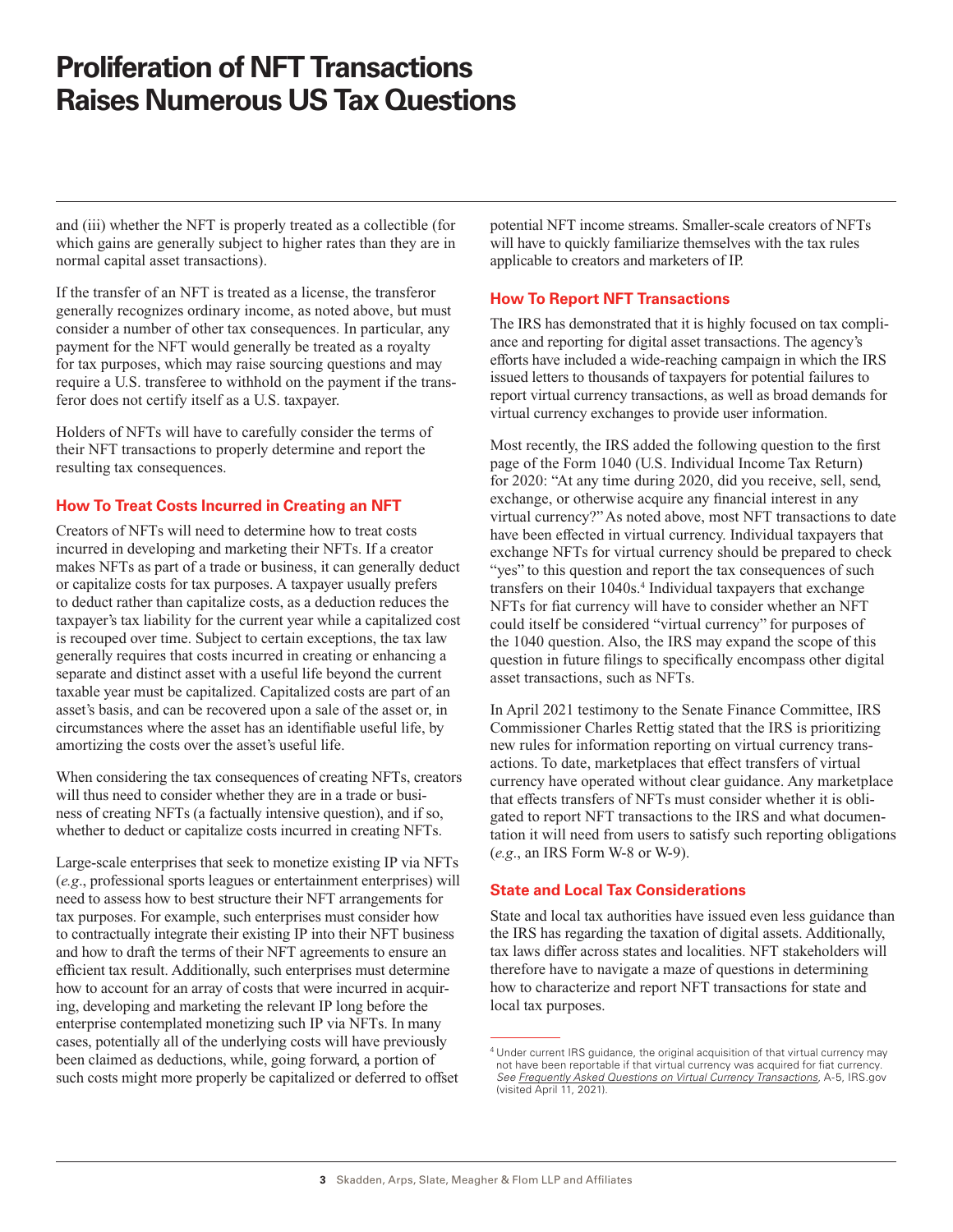and (iii) whether the NFT is properly treated as a collectible (for which gains are generally subject to higher rates than they are in normal capital asset transactions).

If the transfer of an NFT is treated as a license, the transferor generally recognizes ordinary income, as noted above, but must consider a number of other tax consequences. In particular, any payment for the NFT would generally be treated as a royalty for tax purposes, which may raise sourcing questions and may require a U.S. transferee to withhold on the payment if the transferor does not certify itself as a U.S. taxpayer.

Holders of NFTs will have to carefully consider the terms of their NFT transactions to properly determine and report the resulting tax consequences.

## How To Treat Costs Incurred in Creating an NFT

Creators of NFTs will need to determine how to treat costs incurred in developing and marketing their NFTs. If a creator makes NFTs as part of a trade or business, it can generally deduct or capitalize costs for tax purposes. A taxpayer usually prefers to deduct rather than capitalize costs, as a deduction reduces the taxpayer's tax liability for the current year while a capitalized cost is recouped over time. Subject to certain exceptions, the tax law generally requires that costs incurred in creating or enhancing a separate and distinct asset with a useful life beyond the current taxable year must be capitalized. Capitalized costs are part of an asset's basis, and can be recovered upon a sale of the asset or, in circumstances where the asset has an identifiable useful life, by amortizing the costs over the asset's useful life.

When considering the tax consequences of creating NFTs, creators will thus need to consider whether they are in a trade or business of creating NFTs (a factually intensive question), and if so, whether to deduct or capitalize costs incurred in creating NFTs.

Large-scale enterprises that seek to monetize existing IP via NFTs (*e.g.*, professional sports leagues or entertainment enterprises) will need to assess how to best structure their NFT arrangements for tax purposes. For example, such enterprises must consider how to contractually integrate their existing IP into their NFT business and how to draft the terms of their NFT agreements to ensure an efficient tax result. Additionally, such enterprises must determine how to account for an array of costs that were incurred in acquiring, developing and marketing the relevant IP long before the enterprise contemplated monetizing such IP via NFTs. In many cases, potentially all of the underlying costs will have previously been claimed as deductions, while, going forward, a portion of such costs might more properly be capitalized or deferred to offset potential NFT income streams. Smaller-scale creators of NFTs will have to quickly familiarize themselves with the tax rules applicable to creators and marketers of IP.

## How To Report NFT Transactions

The IRS has demonstrated that it is highly focused on tax compliance and reporting for digital asset transactions. The agency's efforts have included a wide-reaching campaign in which the IRS issued letters to thousands of taxpayers for potential failures to report virtual currency transactions, as well as broad demands for virtual currency exchanges to provide user information.

Most recently, the IRS added the following question to the first page of the Form 1040 (U.S. Individual Income Tax Return) for 2020: "At any time during 2020, did you receive, sell, send, exchange, or otherwise acquire any financial interest in any virtual currency?" As noted above, most NFT transactions to date have been effected in virtual currency. Individual taxpayers that exchange NFTs for virtual currency should be prepared to check "yes" to this question and report the tax consequences of such transfers on their 1040s.[4] Individual taxpayers that exchange NFTs for fiat currency will have to consider whether an NFT could itself be considered "virtual currency" for purposes of the 1040 question. Also, the IRS may expand the scope of this question in future filings to specifically encompass other digital asset transactions, such as NFTs.

In April 2021 testimony to the Senate Finance Committee, IRS Commissioner Charles Rettig stated that the IRS is prioritizing new rules for information reporting on virtual currency transactions. To date, marketplaces that effect transfers of virtual currency have operated without clear guidance. Any marketplace that effects transfers of NFTs must consider whether it is obligated to report NFT transactions to the IRS and what documentation it will need from users to satisfy such reporting obligations (*e.g.*, an IRS Form W-8 or W-9).

## State and Local Tax Considerations

State and local tax authorities have issued even less guidance than the IRS has regarding the taxation of digital assets. Additionally, tax laws differ across states and localities. NFT stakeholders will therefore have to navigate a maze of questions in determining how to characterize and report NFT transactions for state and local tax purposes.

---

[4] Under current IRS guidance, the original acquisition of that virtual currency may not have been reportable if that virtual currency was acquired for fiat currency. *See Frequently Asked Questions on Virtual Currency Transactions*, A-5, IRS.gov (visited April 11, 2021).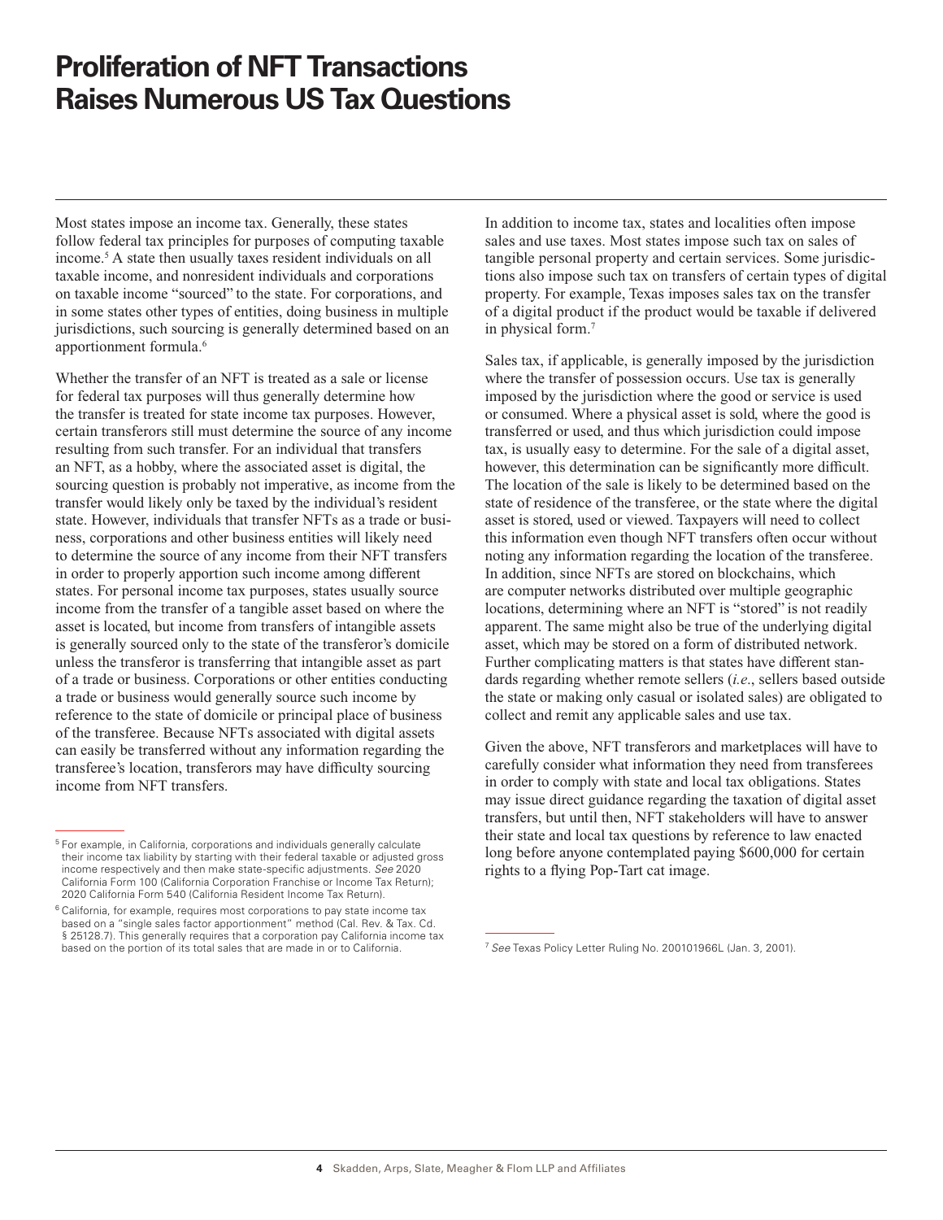# Proliferation of NFT Transactions Raises Numerous US Tax Questions

Most states impose an income tax. Generally, these states follow federal tax principles for purposes of computing taxable income.[5] A state then usually taxes resident individuals on all taxable income, and nonresident individuals and corporations on taxable income "sourced" to the state. For corporations, and in some states other types of entities, doing business in multiple jurisdictions, such sourcing is generally determined based on an apportionment formula.[6]

Whether the transfer of an NFT is treated as a sale or license for federal tax purposes will thus generally determine how the transfer is treated for state income tax purposes. However, certain transferors still must determine the source of any income resulting from such transfer. For an individual that transfers an NFT, as a hobby, where the associated asset is digital, the sourcing question is probably not imperative, as income from the transfer would likely only be taxed by the individual's resident state. However, individuals that transfer NFTs as a trade or business, corporations and other business entities will likely need to determine the source of any income from their NFT transfers in order to properly apportion such income among different states. For personal income tax purposes, states usually source income from the transfer of a tangible asset based on where the asset is located, but income from transfers of intangible assets is generally sourced only to the state of the transferor's domicile unless the transferor is transferring that intangible asset as part of a trade or business. Corporations or other entities conducting a trade or business would generally source such income by reference to the state of domicile or principal place of business of the transferee. Because NFTs associated with digital assets can easily be transferred without any information regarding the transferee's location, transferors may have difficulty sourcing income from NFT transfers.

In addition to income tax, states and localities often impose sales and use taxes. Most states impose such tax on sales of tangible personal property and certain services. Some jurisdictions also impose such tax on transfers of certain types of digital property. For example, Texas imposes sales tax on the transfer of a digital product if the product would be taxable if delivered in physical form.[7]

Sales tax, if applicable, is generally imposed by the jurisdiction where the transfer of possession occurs. Use tax is generally imposed by the jurisdiction where the good or service is used or consumed. Where a physical asset is sold, where the good is transferred or used, and thus which jurisdiction could impose tax, is usually easy to determine. For the sale of a digital asset, however, this determination can be significantly more difficult. The location of the sale is likely to be determined based on the state of residence of the transferee, or the state where the digital asset is stored, used or viewed. Taxpayers will need to collect this information even though NFT transfers often occur without noting any information regarding the location of the transferee. In addition, since NFTs are stored on blockchains, which are computer networks distributed over multiple geographic locations, determining where an NFT is "stored" is not readily apparent. The same might also be true of the underlying digital asset, which may be stored on a form of distributed network. Further complicating matters is that states have different standards regarding whether remote sellers (*i.e.*, sellers based outside the state or making only casual or isolated sales) are obligated to collect and remit any applicable sales and use tax.

Given the above, NFT transferors and marketplaces will have to carefully consider what information they need from transferees in order to comply with state and local tax obligations. States may issue direct guidance regarding the taxation of digital asset transfers, but until then, NFT stakeholders will have to answer their state and local tax questions by reference to law enacted long before anyone contemplated paying $600,000 for certain rights to a flying Pop-Tart cat image.

---

[5] For example, in California, corporations and individuals generally calculate their income tax liability by starting with their federal taxable or adjusted gross income respectively and then make state-specific adjustments. *See* 2020 California Form 100 (California Corporation Franchise or Income Tax Return); 2020 California Form 540 (California Resident Income Tax Return).

[6] California, for example, requires most corporations to pay state income tax based on a "single sales factor apportionment" method (Cal. Rev. & Tax. Cd. § 25128.7). This generally requires that a corporation pay California income tax based on the portion of its total sales that are made in or to California.

[7] *See* Texas Policy Letter Ruling No. 200101966L (Jan. 3, 2001).